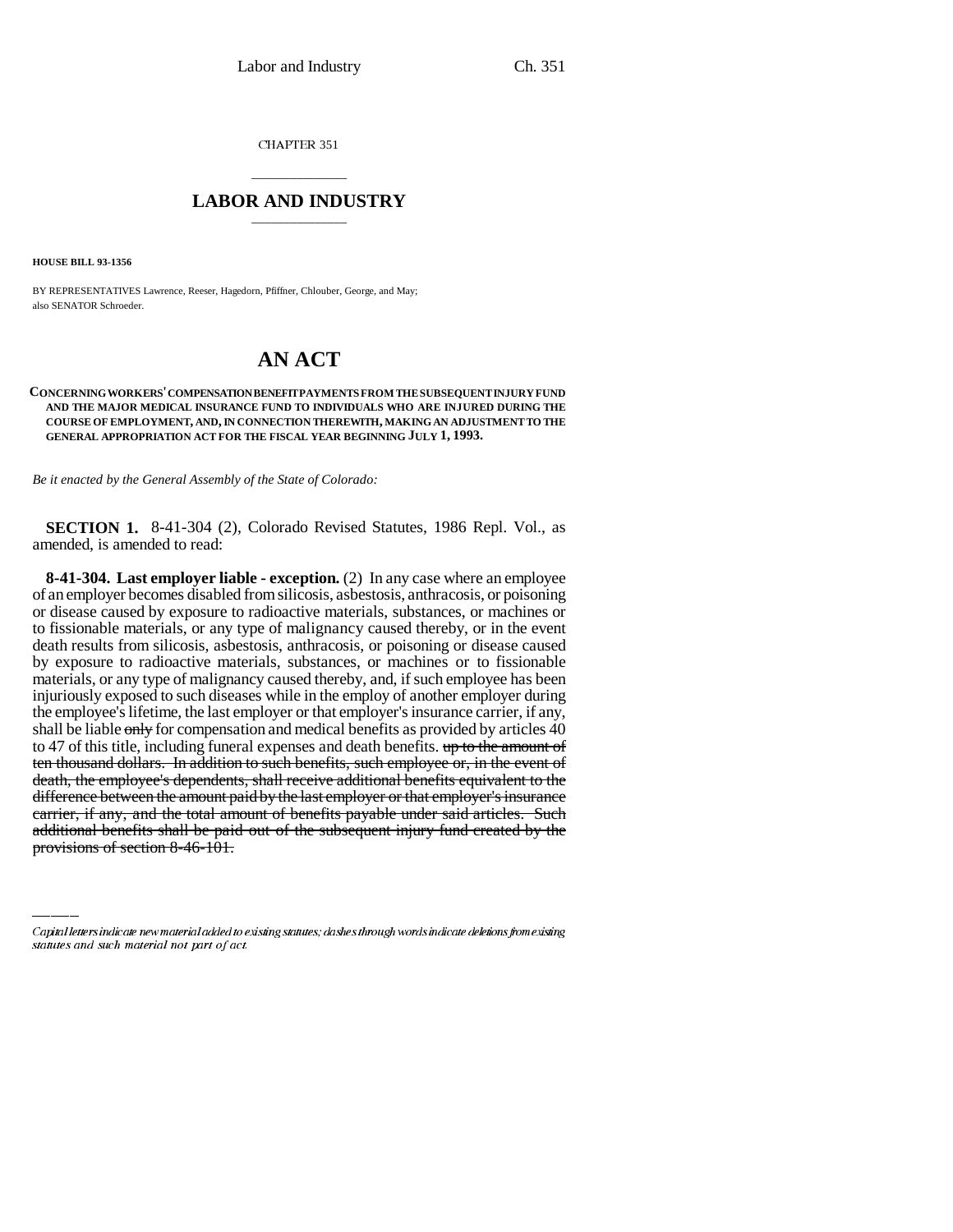CHAPTER 351

# LABOR AND INDUSTRY

**HOUSE BILL 93-1356**

BY REPRESENTATIVES Lawrence, Reeser, Hagedorn, Pfiffner, Chlouber, George, and May; also SENATOR Schroeder.

# AN ACT

**CONCERNING WORKERS' COMPENSATION BENEFIT PAYMENTS FROM THE SUBSEQUENT INJURY FUND AND THE MAJOR MEDICAL INSURANCE FUND TO INDIVIDUALS WHO ARE INJURED DURING THE COURSE OF EMPLOYMENT, AND, IN CONNECTION THEREWITH, MAKING AN ADJUSTMENT TO THE GENERAL APPROPRIATION ACT FOR THE FISCAL YEAR BEGINNING JULY 1, 1993.**

*Be it enacted by the General Assembly of the State of Colorado:*

**SECTION 1.** 8-41-304 (2), Colorado Revised Statutes, 1986 Repl. Vol., as amended, is amended to read:

**8-41-304. Last employer liable - exception.** (2) In any case where an employee of an employer becomes disabled from silicosis, asbestosis, anthracosis, or poisoning or disease caused by exposure to radioactive materials, substances, or machines or to fissionable materials, or any type of malignancy caused thereby, or in the event death results from silicosis, asbestosis, anthracosis, or poisoning or disease caused by exposure to radioactive materials, substances, or machines or to fissionable materials, or any type of malignancy caused thereby, and, if such employee has been injuriously exposed to such diseases while in the employ of another employer during the employee's lifetime, the last employer or that employer's insurance carrier, if any, shall be liable ~~only~~ for compensation and medical benefits as provided by articles 40 to 47 of this title, including funeral expenses and death benefits. ~~up to the amount of ten thousand dollars. In addition to such benefits, such employee or, in the event of death, the employee's dependents, shall receive additional benefits equivalent to the difference between the amount paid by the last employer or that employer's insurance carrier, if any, and the total amount of benefits payable under said articles. Such additional benefits shall be paid out of the subsequent injury fund created by the provisions of section 8-46-101.~~

---

*Capital letters indicate new material added to existing statutes; dashes through words indicate deletions from existing statutes and such material not part of act.*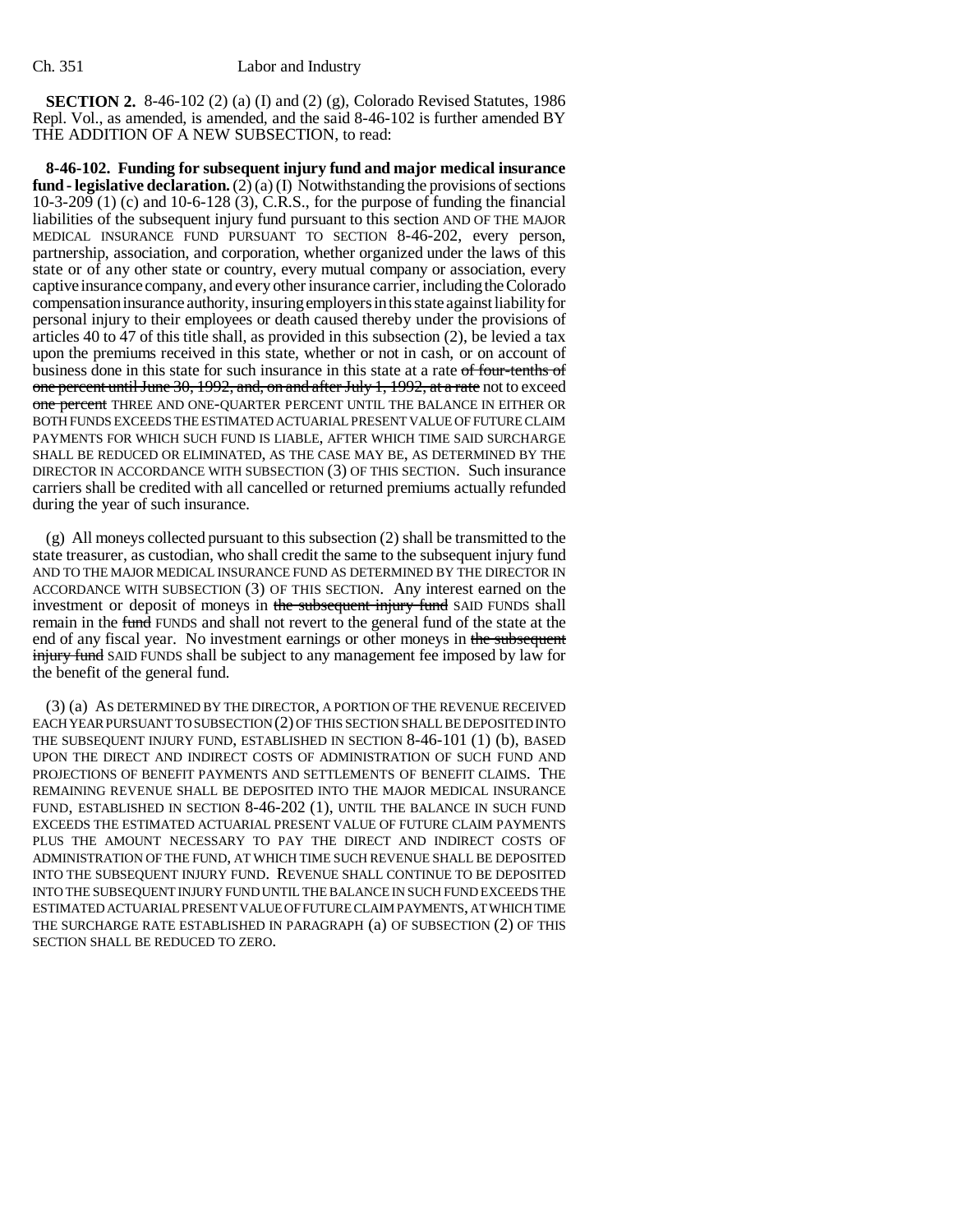**SECTION 2.** 8-46-102 (2) (a) (I) and (2) (g), Colorado Revised Statutes, 1986 Repl. Vol., as amended, is amended, and the said 8-46-102 is further amended BY THE ADDITION OF A NEW SUBSECTION, to read:

**8-46-102. Funding for subsequent injury fund and major medical insurance fund - legislative declaration.** (2) (a) (I) Notwithstanding the provisions of sections 10-3-209 (1) (c) and 10-6-128 (3), C.R.S., for the purpose of funding the financial liabilities of the subsequent injury fund pursuant to this section AND OF THE MAJOR MEDICAL INSURANCE FUND PURSUANT TO SECTION 8-46-202, every person, partnership, association, and corporation, whether organized under the laws of this state or of any other state or country, every mutual company or association, every captive insurance company, and every other insurance carrier, including the Colorado compensation insurance authority, insuring employers in this state against liability for personal injury to their employees or death caused thereby under the provisions of articles 40 to 47 of this title shall, as provided in this subsection (2), be levied a tax upon the premiums received in this state, whether or not in cash, or on account of business done in this state for such insurance in this state at a rate ~~of four-tenths of one percent until June 30, 1992, and, on and after July 1, 1992, at a rate~~ not to exceed ~~one percent~~ THREE AND ONE-QUARTER PERCENT UNTIL THE BALANCE IN EITHER OR BOTH FUNDS EXCEEDS THE ESTIMATED ACTUARIAL PRESENT VALUE OF FUTURE CLAIM PAYMENTS FOR WHICH SUCH FUND IS LIABLE, AFTER WHICH TIME SAID SURCHARGE SHALL BE REDUCED OR ELIMINATED, AS THE CASE MAY BE, AS DETERMINED BY THE DIRECTOR IN ACCORDANCE WITH SUBSECTION (3) OF THIS SECTION. Such insurance carriers shall be credited with all cancelled or returned premiums actually refunded during the year of such insurance.

(g) All moneys collected pursuant to this subsection (2) shall be transmitted to the state treasurer, as custodian, who shall credit the same to the subsequent injury fund AND TO THE MAJOR MEDICAL INSURANCE FUND AS DETERMINED BY THE DIRECTOR IN ACCORDANCE WITH SUBSECTION (3) OF THIS SECTION. Any interest earned on the investment or deposit of moneys in ~~the subsequent injury fund~~ SAID FUNDS shall remain in the ~~fund~~ FUNDS and shall not revert to the general fund of the state at the end of any fiscal year. No investment earnings or other moneys in ~~the subsequent injury fund~~ SAID FUNDS shall be subject to any management fee imposed by law for the benefit of the general fund.

(3) (a) AS DETERMINED BY THE DIRECTOR, A PORTION OF THE REVENUE RECEIVED EACH YEAR PURSUANT TO SUBSECTION (2) OF THIS SECTION SHALL BE DEPOSITED INTO THE SUBSEQUENT INJURY FUND, ESTABLISHED IN SECTION 8-46-101 (1) (b), BASED UPON THE DIRECT AND INDIRECT COSTS OF ADMINISTRATION OF SUCH FUND AND PROJECTIONS OF BENEFIT PAYMENTS AND SETTLEMENTS OF BENEFIT CLAIMS. THE REMAINING REVENUE SHALL BE DEPOSITED INTO THE MAJOR MEDICAL INSURANCE FUND, ESTABLISHED IN SECTION 8-46-202 (1), UNTIL THE BALANCE IN SUCH FUND EXCEEDS THE ESTIMATED ACTUARIAL PRESENT VALUE OF FUTURE CLAIM PAYMENTS PLUS THE AMOUNT NECESSARY TO PAY THE DIRECT AND INDIRECT COSTS OF ADMINISTRATION OF THE FUND, AT WHICH TIME SUCH REVENUE SHALL BE DEPOSITED INTO THE SUBSEQUENT INJURY FUND. REVENUE SHALL CONTINUE TO BE DEPOSITED INTO THE SUBSEQUENT INJURY FUND UNTIL THE BALANCE IN SUCH FUND EXCEEDS THE ESTIMATED ACTUARIAL PRESENT VALUE OF FUTURE CLAIM PAYMENTS, AT WHICH TIME THE SURCHARGE RATE ESTABLISHED IN PARAGRAPH (a) OF SUBSECTION (2) OF THIS SECTION SHALL BE REDUCED TO ZERO.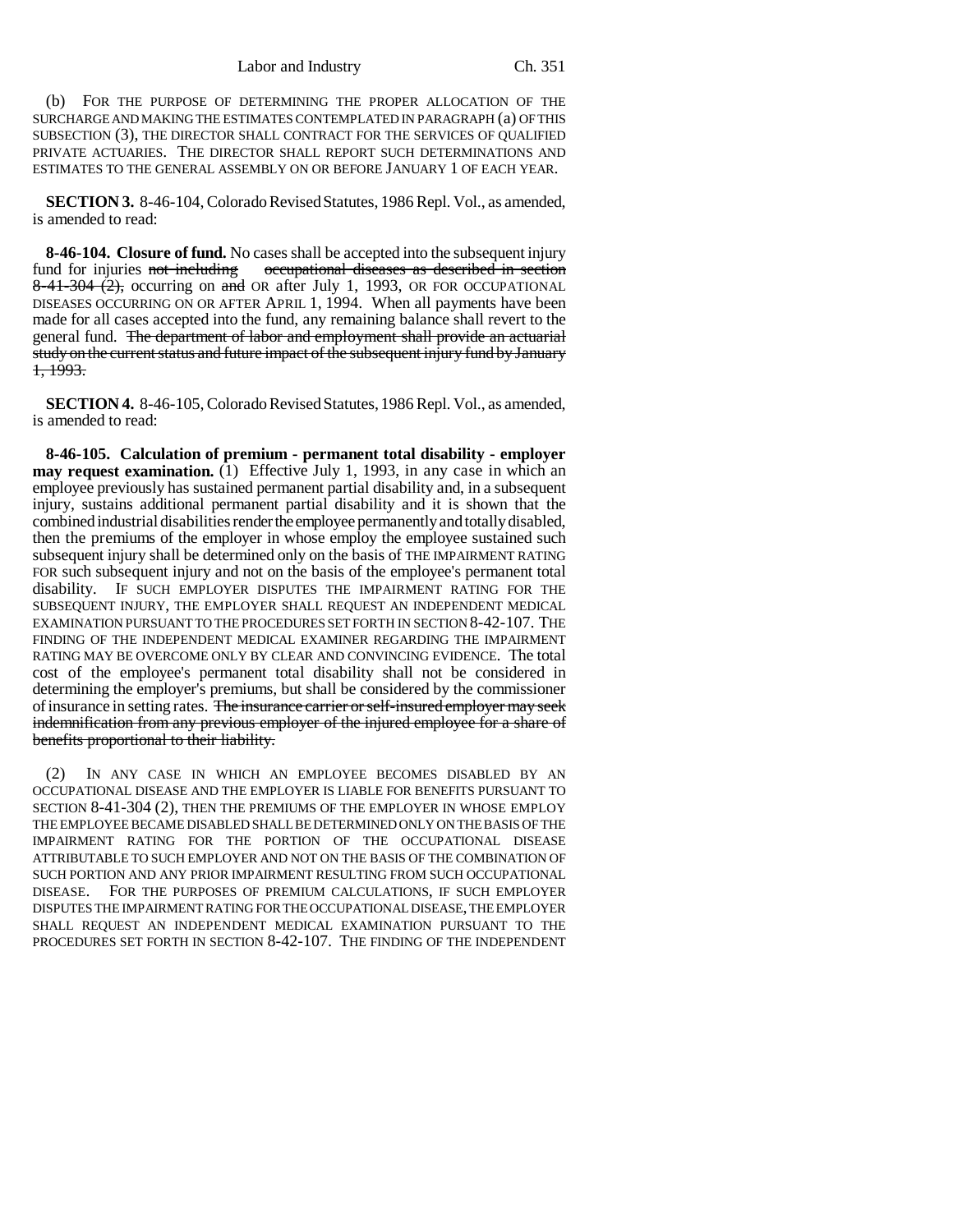(b) FOR THE PURPOSE OF DETERMINING THE PROPER ALLOCATION OF THE SURCHARGE AND MAKING THE ESTIMATES CONTEMPLATED IN PARAGRAPH (a) OF THIS SUBSECTION (3), THE DIRECTOR SHALL CONTRACT FOR THE SERVICES OF QUALIFIED PRIVATE ACTUARIES. THE DIRECTOR SHALL REPORT SUCH DETERMINATIONS AND ESTIMATES TO THE GENERAL ASSEMBLY ON OR BEFORE JANUARY 1 OF EACH YEAR.

**SECTION 3.** 8-46-104, Colorado Revised Statutes, 1986 Repl. Vol., as amended, is amended to read:

**8-46-104. Closure of fund.** No cases shall be accepted into the subsequent injury fund for injuries ~~not including occupational diseases as described in section 8-41-304 (2),~~ occurring on ~~and~~ OR after July 1, 1993, OR FOR OCCUPATIONAL DISEASES OCCURRING ON OR AFTER APRIL 1, 1994. When all payments have been made for all cases accepted into the fund, any remaining balance shall revert to the general fund. ~~The department of labor and employment shall provide an actuarial study on the current status and future impact of the subsequent injury fund by January 1, 1993.~~

**SECTION 4.** 8-46-105, Colorado Revised Statutes, 1986 Repl. Vol., as amended, is amended to read:

**8-46-105. Calculation of premium - permanent total disability - employer may request examination.** (1) Effective July 1, 1993, in any case in which an employee previously has sustained permanent partial disability and, in a subsequent injury, sustains additional permanent partial disability and it is shown that the combined industrial disabilities render the employee permanently and totally disabled, then the premiums of the employer in whose employ the employee sustained such subsequent injury shall be determined only on the basis of THE IMPAIRMENT RATING FOR such subsequent injury and not on the basis of the employee's permanent total disability. IF SUCH EMPLOYER DISPUTES THE IMPAIRMENT RATING FOR THE SUBSEQUENT INJURY, THE EMPLOYER SHALL REQUEST AN INDEPENDENT MEDICAL EXAMINATION PURSUANT TO THE PROCEDURES SET FORTH IN SECTION 8-42-107. THE FINDING OF THE INDEPENDENT MEDICAL EXAMINER REGARDING THE IMPAIRMENT RATING MAY BE OVERCOME ONLY BY CLEAR AND CONVINCING EVIDENCE. The total cost of the employee's permanent total disability shall not be considered in determining the employer's premiums, but shall be considered by the commissioner of insurance in setting rates. ~~The insurance carrier or self-insured employer may seek indemnification from any previous employer of the injured employee for a share of benefits proportional to their liability.~~

(2) IN ANY CASE IN WHICH AN EMPLOYEE BECOMES DISABLED BY AN OCCUPATIONAL DISEASE AND THE EMPLOYER IS LIABLE FOR BENEFITS PURSUANT TO SECTION 8-41-304 (2), THEN THE PREMIUMS OF THE EMPLOYER IN WHOSE EMPLOY THE EMPLOYEE BECAME DISABLED SHALL BE DETERMINED ONLY ON THE BASIS OF THE IMPAIRMENT RATING FOR THE PORTION OF THE OCCUPATIONAL DISEASE ATTRIBUTABLE TO SUCH EMPLOYER AND NOT ON THE BASIS OF THE COMBINATION OF SUCH PORTION AND ANY PRIOR IMPAIRMENT RESULTING FROM SUCH OCCUPATIONAL DISEASE. FOR THE PURPOSES OF PREMIUM CALCULATIONS, IF SUCH EMPLOYER DISPUTES THE IMPAIRMENT RATING FOR THE OCCUPATIONAL DISEASE, THE EMPLOYER SHALL REQUEST AN INDEPENDENT MEDICAL EXAMINATION PURSUANT TO THE PROCEDURES SET FORTH IN SECTION 8-42-107. THE FINDING OF THE INDEPENDENT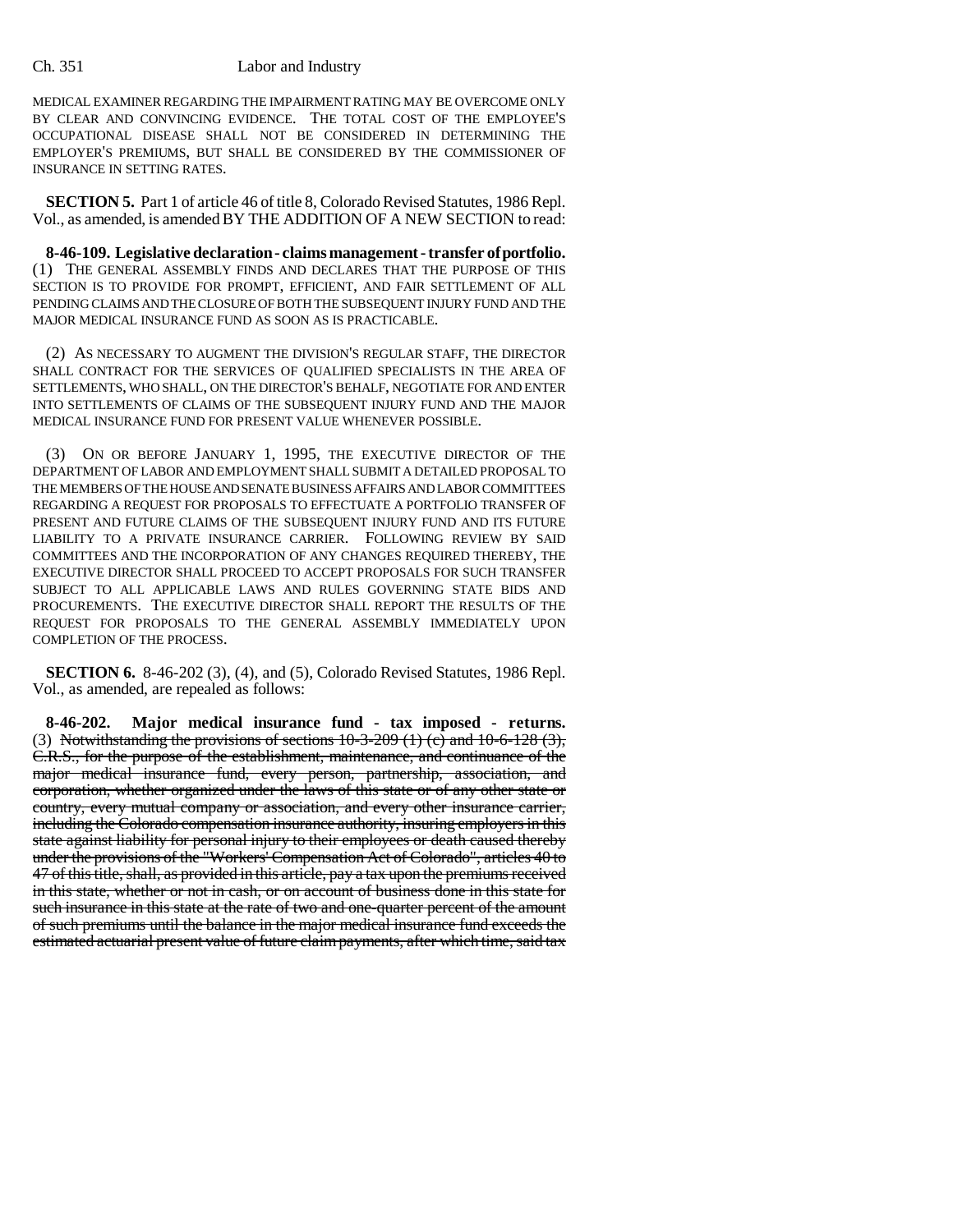MEDICAL EXAMINER REGARDING THE IMPAIRMENT RATING MAY BE OVERCOME ONLY BY CLEAR AND CONVINCING EVIDENCE. THE TOTAL COST OF THE EMPLOYEE'S OCCUPATIONAL DISEASE SHALL NOT BE CONSIDERED IN DETERMINING THE EMPLOYER'S PREMIUMS, BUT SHALL BE CONSIDERED BY THE COMMISSIONER OF INSURANCE IN SETTING RATES.

**SECTION 5.** Part 1 of article 46 of title 8, Colorado Revised Statutes, 1986 Repl. Vol., as amended, is amended BY THE ADDITION OF A NEW SECTION to read:

**8-46-109. Legislative declaration - claims management - transfer of portfolio.** (1) THE GENERAL ASSEMBLY FINDS AND DECLARES THAT THE PURPOSE OF THIS SECTION IS TO PROVIDE FOR PROMPT, EFFICIENT, AND FAIR SETTLEMENT OF ALL PENDING CLAIMS AND THE CLOSURE OF BOTH THE SUBSEQUENT INJURY FUND AND THE MAJOR MEDICAL INSURANCE FUND AS SOON AS IS PRACTICABLE.

(2) AS NECESSARY TO AUGMENT THE DIVISION'S REGULAR STAFF, THE DIRECTOR SHALL CONTRACT FOR THE SERVICES OF QUALIFIED SPECIALISTS IN THE AREA OF SETTLEMENTS, WHO SHALL, ON THE DIRECTOR'S BEHALF, NEGOTIATE FOR AND ENTER INTO SETTLEMENTS OF CLAIMS OF THE SUBSEQUENT INJURY FUND AND THE MAJOR MEDICAL INSURANCE FUND FOR PRESENT VALUE WHENEVER POSSIBLE.

(3) ON OR BEFORE JANUARY 1, 1995, THE EXECUTIVE DIRECTOR OF THE DEPARTMENT OF LABOR AND EMPLOYMENT SHALL SUBMIT A DETAILED PROPOSAL TO THE MEMBERS OF THE HOUSE AND SENATE BUSINESS AFFAIRS AND LABOR COMMITTEES REGARDING A REQUEST FOR PROPOSALS TO EFFECTUATE A PORTFOLIO TRANSFER OF PRESENT AND FUTURE CLAIMS OF THE SUBSEQUENT INJURY FUND AND ITS FUTURE LIABILITY TO A PRIVATE INSURANCE CARRIER. FOLLOWING REVIEW BY SAID COMMITTEES AND THE INCORPORATION OF ANY CHANGES REQUIRED THEREBY, THE EXECUTIVE DIRECTOR SHALL PROCEED TO ACCEPT PROPOSALS FOR SUCH TRANSFER SUBJECT TO ALL APPLICABLE LAWS AND RULES GOVERNING STATE BIDS AND PROCUREMENTS. THE EXECUTIVE DIRECTOR SHALL REPORT THE RESULTS OF THE REQUEST FOR PROPOSALS TO THE GENERAL ASSEMBLY IMMEDIATELY UPON COMPLETION OF THE PROCESS.

**SECTION 6.** 8-46-202 (3), (4), and (5), Colorado Revised Statutes, 1986 Repl. Vol., as amended, are repealed as follows:

**8-46-202. Major medical insurance fund - tax imposed - returns.** (3) ~~Notwithstanding the provisions of sections 10-3-209 (1) (c) and 10-6-128 (3), C.R.S., for the purpose of the establishment, maintenance, and continuance of the major medical insurance fund, every person, partnership, association, and corporation, whether organized under the laws of this state or of any other state or country, every mutual company or association, and every other insurance carrier, including the Colorado compensation insurance authority, insuring employers in this state against liability for personal injury to their employees or death caused thereby under the provisions of the "Workers' Compensation Act of Colorado", articles 40 to 47 of this title, shall, as provided in this article, pay a tax upon the premiums received in this state, whether or not in cash, or on account of business done in this state for such insurance in this state at the rate of two and one-quarter percent of the amount of such premiums until the balance in the major medical insurance fund exceeds the estimated actuarial present value of future claim payments, after which time, said tax~~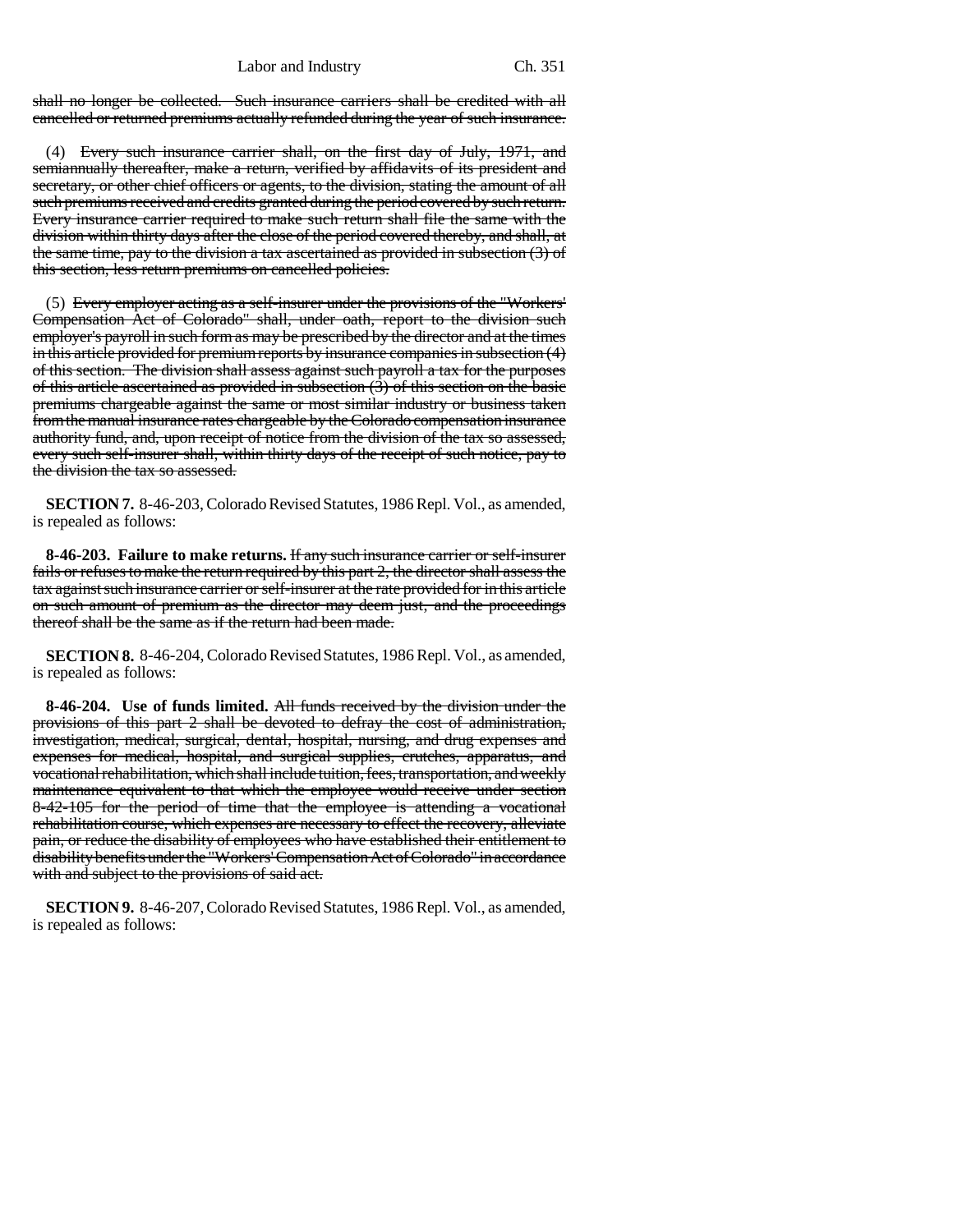shall no longer be collected. Such insurance carriers shall be credited with all cancelled or returned premiums actually refunded during the year of such insurance.

(4) Every such insurance carrier shall, on the first day of July, 1971, and semiannually thereafter, make a return, verified by affidavits of its president and secretary, or other chief officers or agents, to the division, stating the amount of all such premiums received and credits granted during the period covered by such return. Every insurance carrier required to make such return shall file the same with the division within thirty days after the close of the period covered thereby, and shall, at the same time, pay to the division a tax ascertained as provided in subsection (3) of this section, less return premiums on cancelled policies.

(5) Every employer acting as a self-insurer under the provisions of the "Workers' Compensation Act of Colorado" shall, under oath, report to the division such employer's payroll in such form as may be prescribed by the director and at the times in this article provided for premium reports by insurance companies in subsection (4) of this section. The division shall assess against such payroll a tax for the purposes of this article ascertained as provided in subsection (3) of this section on the basic premiums chargeable against the same or most similar industry or business taken from the manual insurance rates chargeable by the Colorado compensation insurance authority fund, and, upon receipt of notice from the division of the tax so assessed, every such self-insurer shall, within thirty days of the receipt of such notice, pay to the division the tax so assessed.

**SECTION 7.** 8-46-203, Colorado Revised Statutes, 1986 Repl. Vol., as amended, is repealed as follows:

**8-46-203. Failure to make returns.** If any such insurance carrier or self-insurer fails or refuses to make the return required by this part 2, the director shall assess the tax against such insurance carrier or self-insurer at the rate provided for in this article on such amount of premium as the director may deem just, and the proceedings thereof shall be the same as if the return had been made.

**SECTION 8.** 8-46-204, Colorado Revised Statutes, 1986 Repl. Vol., as amended, is repealed as follows:

**8-46-204. Use of funds limited.** All funds received by the division under the provisions of this part 2 shall be devoted to defray the cost of administration, investigation, medical, surgical, dental, hospital, nursing, and drug expenses and expenses for medical, hospital, and surgical supplies, crutches, apparatus, and vocational rehabilitation, which shall include tuition, fees, transportation, and weekly maintenance equivalent to that which the employee would receive under section 8-42-105 for the period of time that the employee is attending a vocational rehabilitation course, which expenses are necessary to effect the recovery, alleviate pain, or reduce the disability of employees who have established their entitlement to disability benefits under the "Workers' Compensation Act of Colorado" in accordance with and subject to the provisions of said act.

**SECTION 9.** 8-46-207, Colorado Revised Statutes, 1986 Repl. Vol., as amended, is repealed as follows: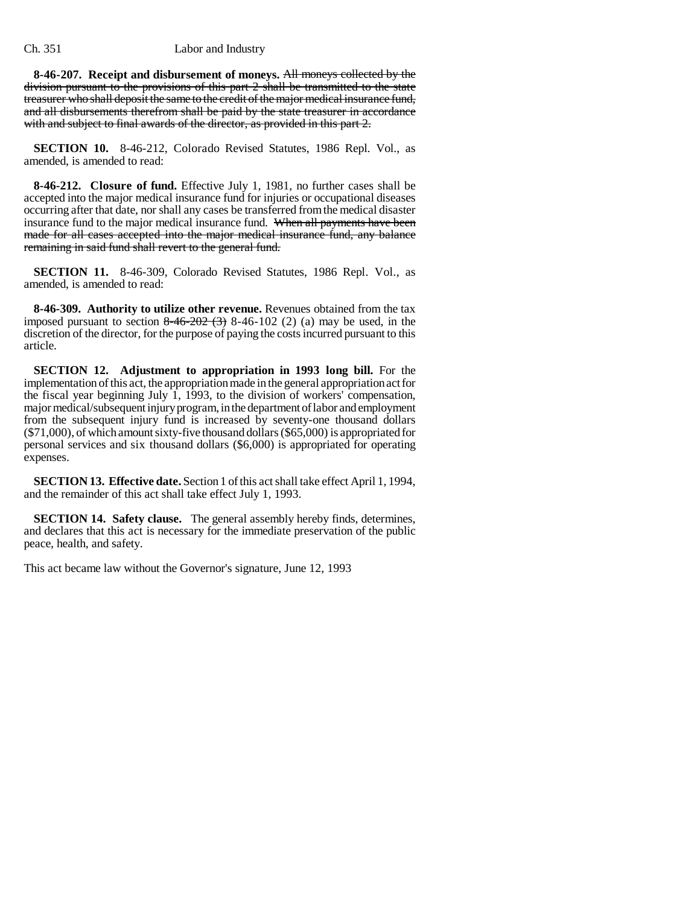**8-46-207. Receipt and disbursement of moneys.** ~~All moneys collected by the division pursuant to the provisions of this part 2 shall be transmitted to the state treasurer who shall deposit the same to the credit of the major medical insurance fund, and all disbursements therefrom shall be paid by the state treasurer in accordance with and subject to final awards of the director, as provided in this part 2.~~

**SECTION 10.** 8-46-212, Colorado Revised Statutes, 1986 Repl. Vol., as amended, is amended to read:

**8-46-212. Closure of fund.** Effective July 1, 1981, no further cases shall be accepted into the major medical insurance fund for injuries or occupational diseases occurring after that date, nor shall any cases be transferred from the medical disaster insurance fund to the major medical insurance fund. ~~When all payments have been made for all cases accepted into the major medical insurance fund, any balance remaining in said fund shall revert to the general fund.~~

**SECTION 11.** 8-46-309, Colorado Revised Statutes, 1986 Repl. Vol., as amended, is amended to read:

**8-46-309. Authority to utilize other revenue.** Revenues obtained from the tax imposed pursuant to section ~~8-46-202 (3)~~ 8-46-102 (2) (a) may be used, in the discretion of the director, for the purpose of paying the costs incurred pursuant to this article.

**SECTION 12. Adjustment to appropriation in 1993 long bill.** For the implementation of this act, the appropriation made in the general appropriation act for the fiscal year beginning July 1, 1993, to the division of workers' compensation, major medical/subsequent injury program, in the department of labor and employment from the subsequent injury fund is increased by seventy-one thousand dollars ($71,000), of which amount sixty-five thousand dollars ($65,000) is appropriated for personal services and six thousand dollars ($6,000) is appropriated for operating expenses.

**SECTION 13. Effective date.** Section 1 of this act shall take effect April 1, 1994, and the remainder of this act shall take effect July 1, 1993.

**SECTION 14. Safety clause.** The general assembly hereby finds, determines, and declares that this act is necessary for the immediate preservation of the public peace, health, and safety.

This act became law without the Governor's signature, June 12, 1993